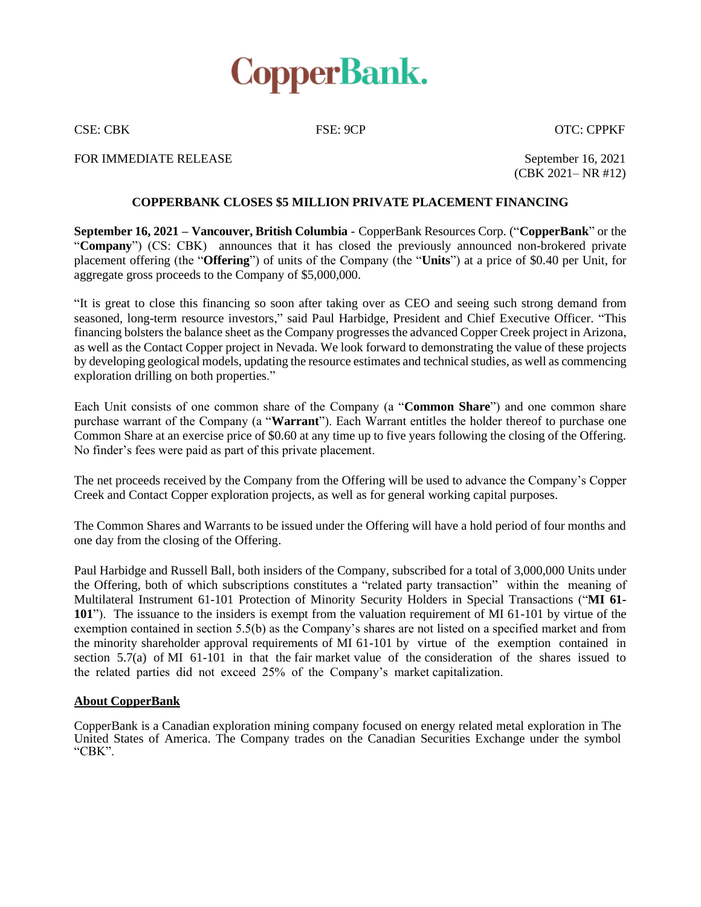# CopperBank.

CSE: CBK FSE: 9CP OTC: CPPKF

FOR IMMEDIATE RELEASE

September 16, 2021
(CBK 2021– NR #12)

## COPPERBANK CLOSES $5 MILLION PRIVATE PLACEMENT FINANCING

**September 16, 2021 – Vancouver, British Columbia** - CopperBank Resources Corp. ("**CopperBank**" or the "**Company**") (CS: CBK) announces that it has closed the previously announced non-brokered private placement offering (the "**Offering**") of units of the Company (the "**Units**") at a price of $0.40 per Unit, for aggregate gross proceeds to the Company of $5,000,000.

"It is great to close this financing so soon after taking over as CEO and seeing such strong demand from seasoned, long-term resource investors," said Paul Harbidge, President and Chief Executive Officer. "This financing bolsters the balance sheet as the Company progresses the advanced Copper Creek project in Arizona, as well as the Contact Copper project in Nevada. We look forward to demonstrating the value of these projects by developing geological models, updating the resource estimates and technical studies, as well as commencing exploration drilling on both properties."

Each Unit consists of one common share of the Company (a "**Common Share**") and one common share purchase warrant of the Company (a "**Warrant**"). Each Warrant entitles the holder thereof to purchase one Common Share at an exercise price of $0.60 at any time up to five years following the closing of the Offering. No finder's fees were paid as part of this private placement.

The net proceeds received by the Company from the Offering will be used to advance the Company's Copper Creek and Contact Copper exploration projects, as well as for general working capital purposes.

The Common Shares and Warrants to be issued under the Offering will have a hold period of four months and one day from the closing of the Offering.

Paul Harbidge and Russell Ball, both insiders of the Company, subscribed for a total of 3,000,000 Units under the Offering, both of which subscriptions constitutes a "related party transaction" within the meaning of Multilateral Instrument 61-101 Protection of Minority Security Holders in Special Transactions ("**MI 61-101**"). The issuance to the insiders is exempt from the valuation requirement of MI 61-101 by virtue of the exemption contained in section 5.5(b) as the Company's shares are not listed on a specified market and from the minority shareholder approval requirements of MI 61-101 by virtue of the exemption contained in section 5.7(a) of MI 61-101 in that the fair market value of the consideration of the shares issued to the related parties did not exceed 25% of the Company's market capitalization.

**About CopperBank**

CopperBank is a Canadian exploration mining company focused on energy related metal exploration in The United States of America. The Company trades on the Canadian Securities Exchange under the symbol "CBK".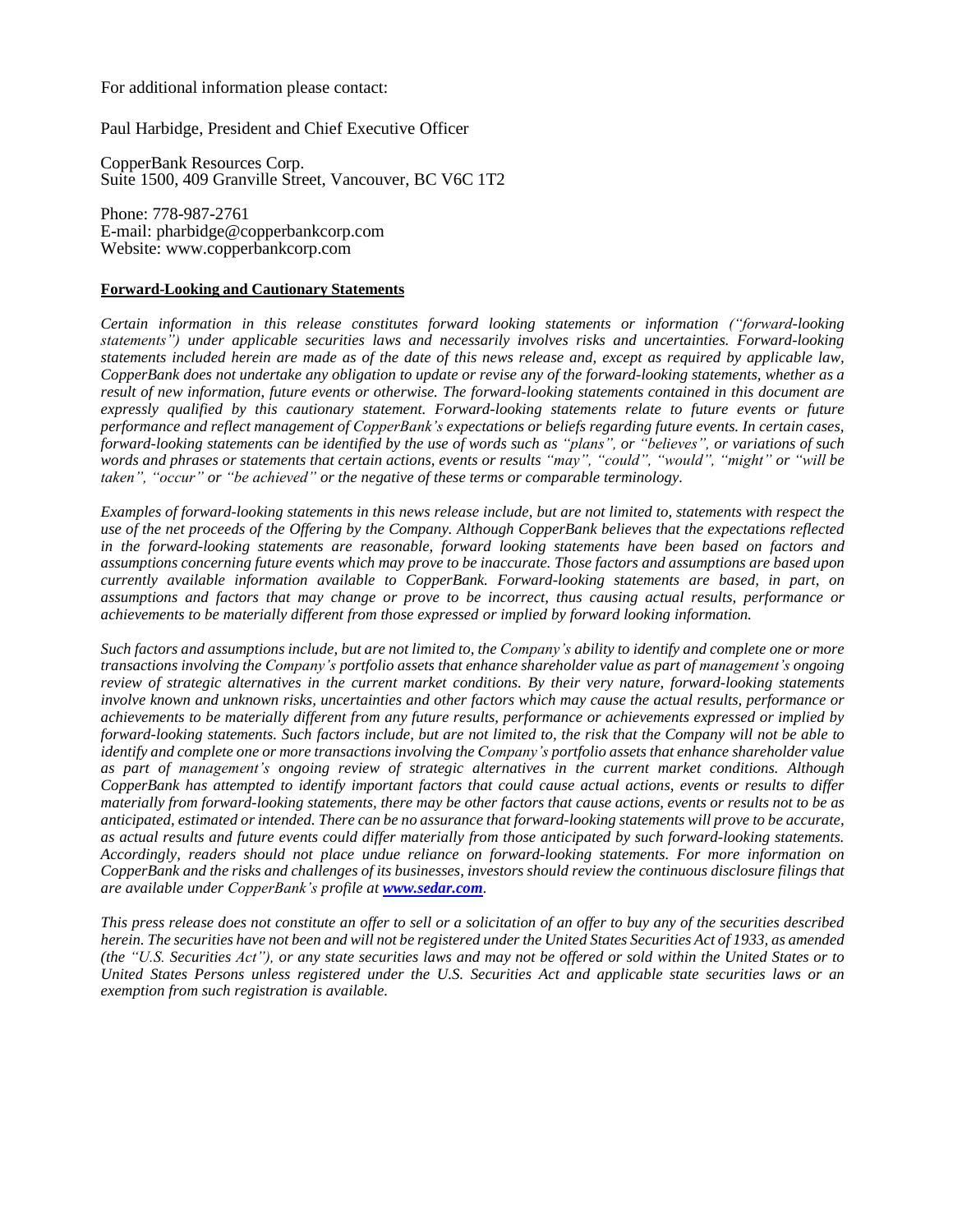For additional information please contact:

Paul Harbidge, President and Chief Executive Officer

CopperBank Resources Corp.
Suite 1500, 409 Granville Street, Vancouver, BC V6C 1T2

Phone: 778-987-2761
E-mail: pharbidge@copperbankcorp.com
Website: www.copperbankcorp.com

**Forward-Looking and Cautionary Statements**

*Certain information in this release constitutes forward looking statements or information ("forward-looking statements") under applicable securities laws and necessarily involves risks and uncertainties. Forward-looking statements included herein are made as of the date of this news release and, except as required by applicable law, CopperBank does not undertake any obligation to update or revise any of the forward-looking statements, whether as a result of new information, future events or otherwise. The forward-looking statements contained in this document are expressly qualified by this cautionary statement. Forward-looking statements relate to future events or future performance and reflect management of CopperBank's expectations or beliefs regarding future events. In certain cases, forward-looking statements can be identified by the use of words such as "plans", or "believes", or variations of such words and phrases or statements that certain actions, events or results "may", "could", "would", "might" or "will be taken", "occur" or "be achieved" or the negative of these terms or comparable terminology.*

*Examples of forward-looking statements in this news release include, but are not limited to, statements with respect the use of the net proceeds of the Offering by the Company. Although CopperBank believes that the expectations reflected in the forward-looking statements are reasonable, forward looking statements have been based on factors and assumptions concerning future events which may prove to be inaccurate. Those factors and assumptions are based upon currently available information available to CopperBank. Forward-looking statements are based, in part, on assumptions and factors that may change or prove to be incorrect, thus causing actual results, performance or achievements to be materially different from those expressed or implied by forward looking information.*

*Such factors and assumptions include, but are not limited to, the Company's ability to identify and complete one or more transactions involving the Company's portfolio assets that enhance shareholder value as part of management's ongoing review of strategic alternatives in the current market conditions. By their very nature, forward-looking statements involve known and unknown risks, uncertainties and other factors which may cause the actual results, performance or achievements to be materially different from any future results, performance or achievements expressed or implied by forward-looking statements. Such factors include, but are not limited to, the risk that the Company will not be able to identify and complete one or more transactions involving the Company's portfolio assets that enhance shareholder value as part of management's ongoing review of strategic alternatives in the current market conditions. Although CopperBank has attempted to identify important factors that could cause actual actions, events or results to differ materially from forward-looking statements, there may be other factors that cause actions, events or results not to be as anticipated, estimated or intended. There can be no assurance that forward-looking statements will prove to be accurate, as actual results and future events could differ materially from those anticipated by such forward-looking statements. Accordingly, readers should not place undue reliance on forward-looking statements. For more information on CopperBank and the risks and challenges of its businesses, investors should review the continuous disclosure filings that are available under CopperBank's profile at **www.sedar.com**.*

*This press release does not constitute an offer to sell or a solicitation of an offer to buy any of the securities described herein. The securities have not been and will not be registered under the United States Securities Act of 1933, as amended (the "U.S. Securities Act"), or any state securities laws and may not be offered or sold within the United States or to United States Persons unless registered under the U.S. Securities Act and applicable state securities laws or an exemption from such registration is available.*